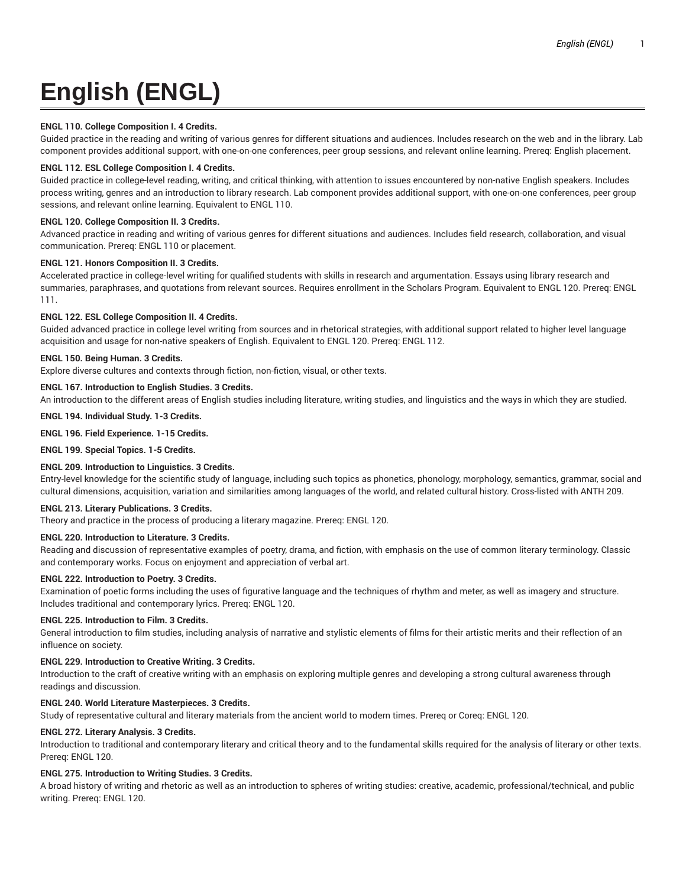# English (ENGL)

**ENGL 110. College Composition I. 4 Credits.**
Guided practice in the reading and writing of various genres for different situations and audiences. Includes research on the web and in the library. Lab component provides additional support, with one-on-one conferences, peer group sessions, and relevant online learning. Prereq: English placement.

**ENGL 112. ESL College Composition I. 4 Credits.**
Guided practice in college-level reading, writing, and critical thinking, with attention to issues encountered by non-native English speakers. Includes process writing, genres and an introduction to library research. Lab component provides additional support, with one-on-one conferences, peer group sessions, and relevant online learning. Equivalent to ENGL 110.

**ENGL 120. College Composition II. 3 Credits.**
Advanced practice in reading and writing of various genres for different situations and audiences. Includes field research, collaboration, and visual communication. Prereq: ENGL 110 or placement.

**ENGL 121. Honors Composition II. 3 Credits.**
Accelerated practice in college-level writing for qualified students with skills in research and argumentation. Essays using library research and summaries, paraphrases, and quotations from relevant sources. Requires enrollment in the Scholars Program. Equivalent to ENGL 120. Prereq: ENGL 111.

**ENGL 122. ESL College Composition II. 4 Credits.**
Guided advanced practice in college level writing from sources and in rhetorical strategies, with additional support related to higher level language acquisition and usage for non-native speakers of English. Equivalent to ENGL 120. Prereq: ENGL 112.

**ENGL 150. Being Human. 3 Credits.**
Explore diverse cultures and contexts through fiction, non-fiction, visual, or other texts.

**ENGL 167. Introduction to English Studies. 3 Credits.**
An introduction to the different areas of English studies including literature, writing studies, and linguistics and the ways in which they are studied.

**ENGL 194. Individual Study. 1-3 Credits.**

**ENGL 196. Field Experience. 1-15 Credits.**

**ENGL 199. Special Topics. 1-5 Credits.**

**ENGL 209. Introduction to Linguistics. 3 Credits.**
Entry-level knowledge for the scientific study of language, including such topics as phonetics, phonology, morphology, semantics, grammar, social and cultural dimensions, acquisition, variation and similarities among languages of the world, and related cultural history. Cross-listed with ANTH 209.

**ENGL 213. Literary Publications. 3 Credits.**
Theory and practice in the process of producing a literary magazine. Prereq: ENGL 120.

**ENGL 220. Introduction to Literature. 3 Credits.**
Reading and discussion of representative examples of poetry, drama, and fiction, with emphasis on the use of common literary terminology. Classic and contemporary works. Focus on enjoyment and appreciation of verbal art.

**ENGL 222. Introduction to Poetry. 3 Credits.**
Examination of poetic forms including the uses of figurative language and the techniques of rhythm and meter, as well as imagery and structure. Includes traditional and contemporary lyrics. Prereq: ENGL 120.

**ENGL 225. Introduction to Film. 3 Credits.**
General introduction to film studies, including analysis of narrative and stylistic elements of films for their artistic merits and their reflection of an influence on society.

**ENGL 229. Introduction to Creative Writing. 3 Credits.**
Introduction to the craft of creative writing with an emphasis on exploring multiple genres and developing a strong cultural awareness through readings and discussion.

**ENGL 240. World Literature Masterpieces. 3 Credits.**
Study of representative cultural and literary materials from the ancient world to modern times. Prereq or Coreq: ENGL 120.

**ENGL 272. Literary Analysis. 3 Credits.**
Introduction to traditional and contemporary literary and critical theory and to the fundamental skills required for the analysis of literary or other texts. Prereq: ENGL 120.

**ENGL 275. Introduction to Writing Studies. 3 Credits.**
A broad history of writing and rhetoric as well as an introduction to spheres of writing studies: creative, academic, professional/technical, and public writing. Prereq: ENGL 120.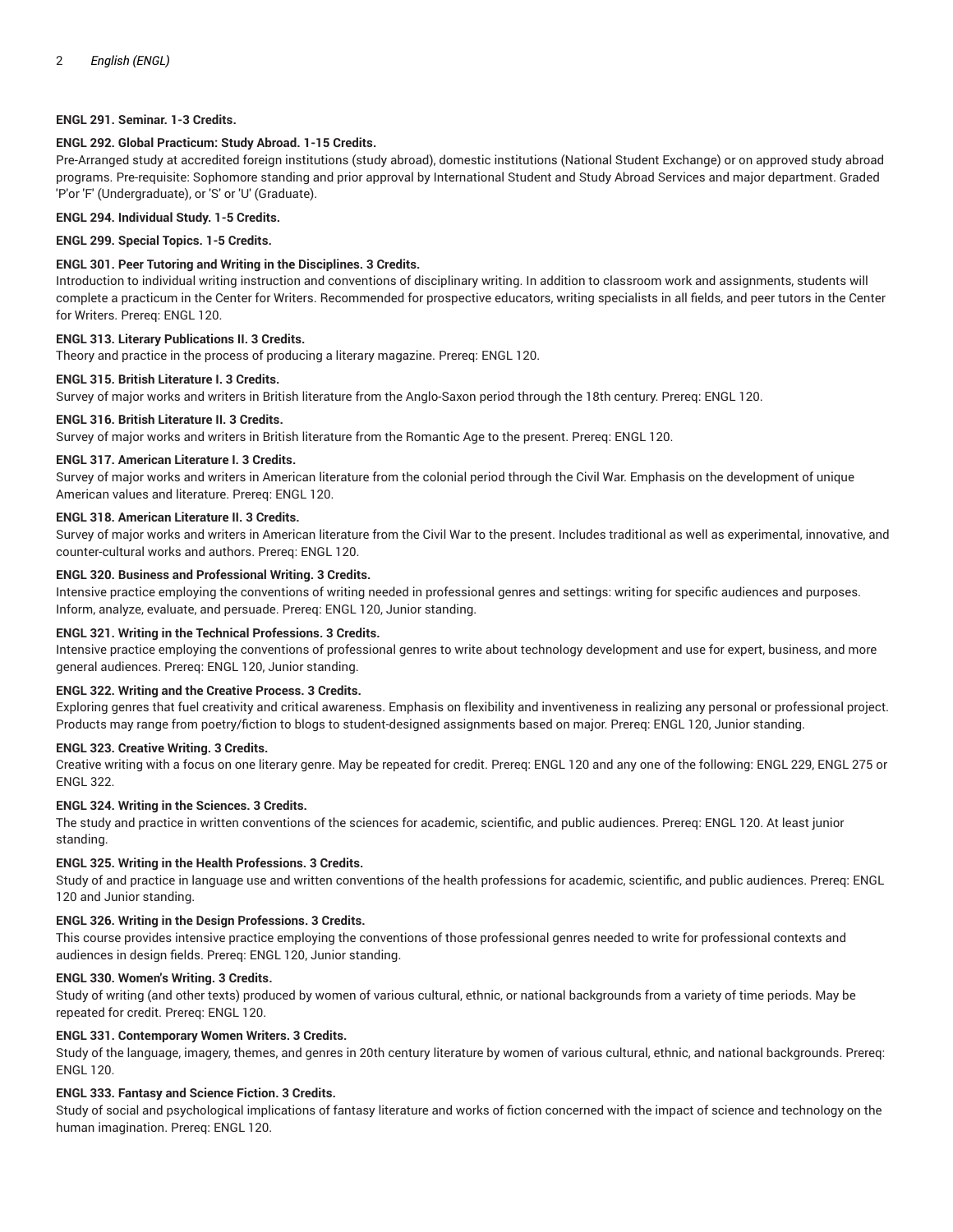**ENGL 291. Seminar. 1-3 Credits.**

**ENGL 292. Global Practicum: Study Abroad. 1-15 Credits.**

Pre-Arranged study at accredited foreign institutions (study abroad), domestic institutions (National Student Exchange) or on approved study abroad programs. Pre-requisite: Sophomore standing and prior approval by International Student and Study Abroad Services and major department. Graded 'P'or 'F' (Undergraduate), or 'S' or 'U' (Graduate).

**ENGL 294. Individual Study. 1-5 Credits.**

**ENGL 299. Special Topics. 1-5 Credits.**

**ENGL 301. Peer Tutoring and Writing in the Disciplines. 3 Credits.**

Introduction to individual writing instruction and conventions of disciplinary writing. In addition to classroom work and assignments, students will complete a practicum in the Center for Writers. Recommended for prospective educators, writing specialists in all fields, and peer tutors in the Center for Writers. Prereq: ENGL 120.

**ENGL 313. Literary Publications II. 3 Credits.**

Theory and practice in the process of producing a literary magazine. Prereq: ENGL 120.

**ENGL 315. British Literature I. 3 Credits.**

Survey of major works and writers in British literature from the Anglo-Saxon period through the 18th century. Prereq: ENGL 120.

**ENGL 316. British Literature II. 3 Credits.**

Survey of major works and writers in British literature from the Romantic Age to the present. Prereq: ENGL 120.

**ENGL 317. American Literature I. 3 Credits.**

Survey of major works and writers in American literature from the colonial period through the Civil War. Emphasis on the development of unique American values and literature. Prereq: ENGL 120.

**ENGL 318. American Literature II. 3 Credits.**

Survey of major works and writers in American literature from the Civil War to the present. Includes traditional as well as experimental, innovative, and counter-cultural works and authors. Prereq: ENGL 120.

**ENGL 320. Business and Professional Writing. 3 Credits.**

Intensive practice employing the conventions of writing needed in professional genres and settings: writing for specific audiences and purposes. Inform, analyze, evaluate, and persuade. Prereq: ENGL 120, Junior standing.

**ENGL 321. Writing in the Technical Professions. 3 Credits.**

Intensive practice employing the conventions of professional genres to write about technology development and use for expert, business, and more general audiences. Prereq: ENGL 120, Junior standing.

**ENGL 322. Writing and the Creative Process. 3 Credits.**

Exploring genres that fuel creativity and critical awareness. Emphasis on flexibility and inventiveness in realizing any personal or professional project. Products may range from poetry/fiction to blogs to student-designed assignments based on major. Prereq: ENGL 120, Junior standing.

**ENGL 323. Creative Writing. 3 Credits.**

Creative writing with a focus on one literary genre. May be repeated for credit. Prereq: ENGL 120 and any one of the following: ENGL 229, ENGL 275 or ENGL 322.

**ENGL 324. Writing in the Sciences. 3 Credits.**

The study and practice in written conventions of the sciences for academic, scientific, and public audiences. Prereq: ENGL 120. At least junior standing.

**ENGL 325. Writing in the Health Professions. 3 Credits.**

Study of and practice in language use and written conventions of the health professions for academic, scientific, and public audiences. Prereq: ENGL 120 and Junior standing.

**ENGL 326. Writing in the Design Professions. 3 Credits.**

This course provides intensive practice employing the conventions of those professional genres needed to write for professional contexts and audiences in design fields. Prereq: ENGL 120, Junior standing.

**ENGL 330. Women's Writing. 3 Credits.**

Study of writing (and other texts) produced by women of various cultural, ethnic, or national backgrounds from a variety of time periods. May be repeated for credit. Prereq: ENGL 120.

**ENGL 331. Contemporary Women Writers. 3 Credits.**

Study of the language, imagery, themes, and genres in 20th century literature by women of various cultural, ethnic, and national backgrounds. Prereq: ENGL 120.

**ENGL 333. Fantasy and Science Fiction. 3 Credits.**

Study of social and psychological implications of fantasy literature and works of fiction concerned with the impact of science and technology on the human imagination. Prereq: ENGL 120.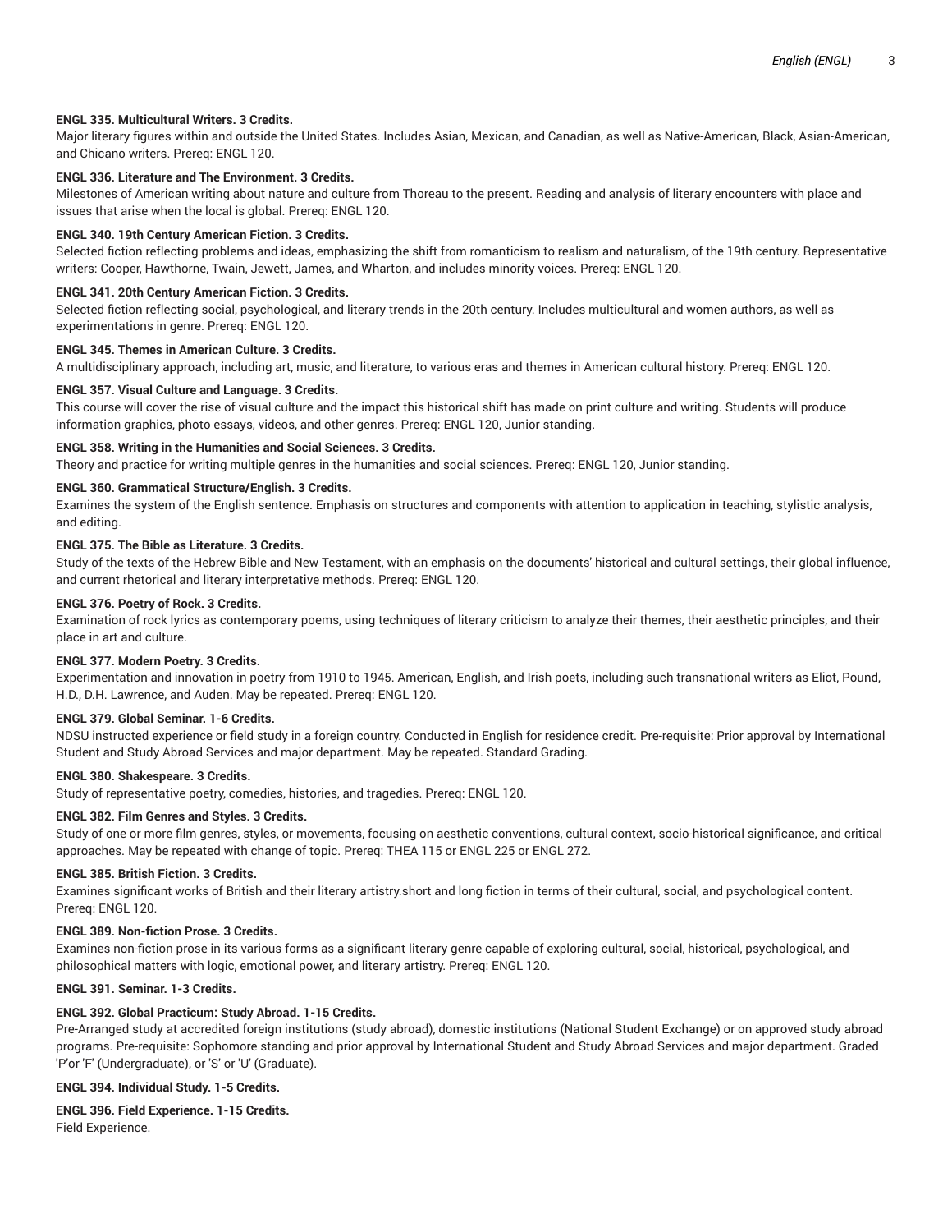**ENGL 335. Multicultural Writers. 3 Credits.**
Major literary figures within and outside the United States. Includes Asian, Mexican, and Canadian, as well as Native-American, Black, Asian-American, and Chicano writers. Prereq: ENGL 120.

**ENGL 336. Literature and The Environment. 3 Credits.**
Milestones of American writing about nature and culture from Thoreau to the present. Reading and analysis of literary encounters with place and issues that arise when the local is global. Prereq: ENGL 120.

**ENGL 340. 19th Century American Fiction. 3 Credits.**
Selected fiction reflecting problems and ideas, emphasizing the shift from romanticism to realism and naturalism, of the 19th century. Representative writers: Cooper, Hawthorne, Twain, Jewett, James, and Wharton, and includes minority voices. Prereq: ENGL 120.

**ENGL 341. 20th Century American Fiction. 3 Credits.**
Selected fiction reflecting social, psychological, and literary trends in the 20th century. Includes multicultural and women authors, as well as experimentations in genre. Prereq: ENGL 120.

**ENGL 345. Themes in American Culture. 3 Credits.**
A multidisciplinary approach, including art, music, and literature, to various eras and themes in American cultural history. Prereq: ENGL 120.

**ENGL 357. Visual Culture and Language. 3 Credits.**
This course will cover the rise of visual culture and the impact this historical shift has made on print culture and writing. Students will produce information graphics, photo essays, videos, and other genres. Prereq: ENGL 120, Junior standing.

**ENGL 358. Writing in the Humanities and Social Sciences. 3 Credits.**
Theory and practice for writing multiple genres in the humanities and social sciences. Prereq: ENGL 120, Junior standing.

**ENGL 360. Grammatical Structure/English. 3 Credits.**
Examines the system of the English sentence. Emphasis on structures and components with attention to application in teaching, stylistic analysis, and editing.

**ENGL 375. The Bible as Literature. 3 Credits.**
Study of the texts of the Hebrew Bible and New Testament, with an emphasis on the documents' historical and cultural settings, their global influence, and current rhetorical and literary interpretative methods. Prereq: ENGL 120.

**ENGL 376. Poetry of Rock. 3 Credits.**
Examination of rock lyrics as contemporary poems, using techniques of literary criticism to analyze their themes, their aesthetic principles, and their place in art and culture.

**ENGL 377. Modern Poetry. 3 Credits.**
Experimentation and innovation in poetry from 1910 to 1945. American, English, and Irish poets, including such transnational writers as Eliot, Pound, H.D., D.H. Lawrence, and Auden. May be repeated. Prereq: ENGL 120.

**ENGL 379. Global Seminar. 1-6 Credits.**
NDSU instructed experience or field study in a foreign country. Conducted in English for residence credit. Pre-requisite: Prior approval by International Student and Study Abroad Services and major department. May be repeated. Standard Grading.

**ENGL 380. Shakespeare. 3 Credits.**
Study of representative poetry, comedies, histories, and tragedies. Prereq: ENGL 120.

**ENGL 382. Film Genres and Styles. 3 Credits.**
Study of one or more film genres, styles, or movements, focusing on aesthetic conventions, cultural context, socio-historical significance, and critical approaches. May be repeated with change of topic. Prereq: THEA 115 or ENGL 225 or ENGL 272.

**ENGL 385. British Fiction. 3 Credits.**
Examines significant works of British and their literary artistry.short and long fiction in terms of their cultural, social, and psychological content. Prereq: ENGL 120.

**ENGL 389. Non-fiction Prose. 3 Credits.**
Examines non-fiction prose in its various forms as a significant literary genre capable of exploring cultural, social, historical, psychological, and philosophical matters with logic, emotional power, and literary artistry. Prereq: ENGL 120.

**ENGL 391. Seminar. 1-3 Credits.**

**ENGL 392. Global Practicum: Study Abroad. 1-15 Credits.**
Pre-Arranged study at accredited foreign institutions (study abroad), domestic institutions (National Student Exchange) or on approved study abroad programs. Pre-requisite: Sophomore standing and prior approval by International Student and Study Abroad Services and major department. Graded 'P'or 'F' (Undergraduate), or 'S' or 'U' (Graduate).

**ENGL 394. Individual Study. 1-5 Credits.**

**ENGL 396. Field Experience. 1-15 Credits.**
Field Experience.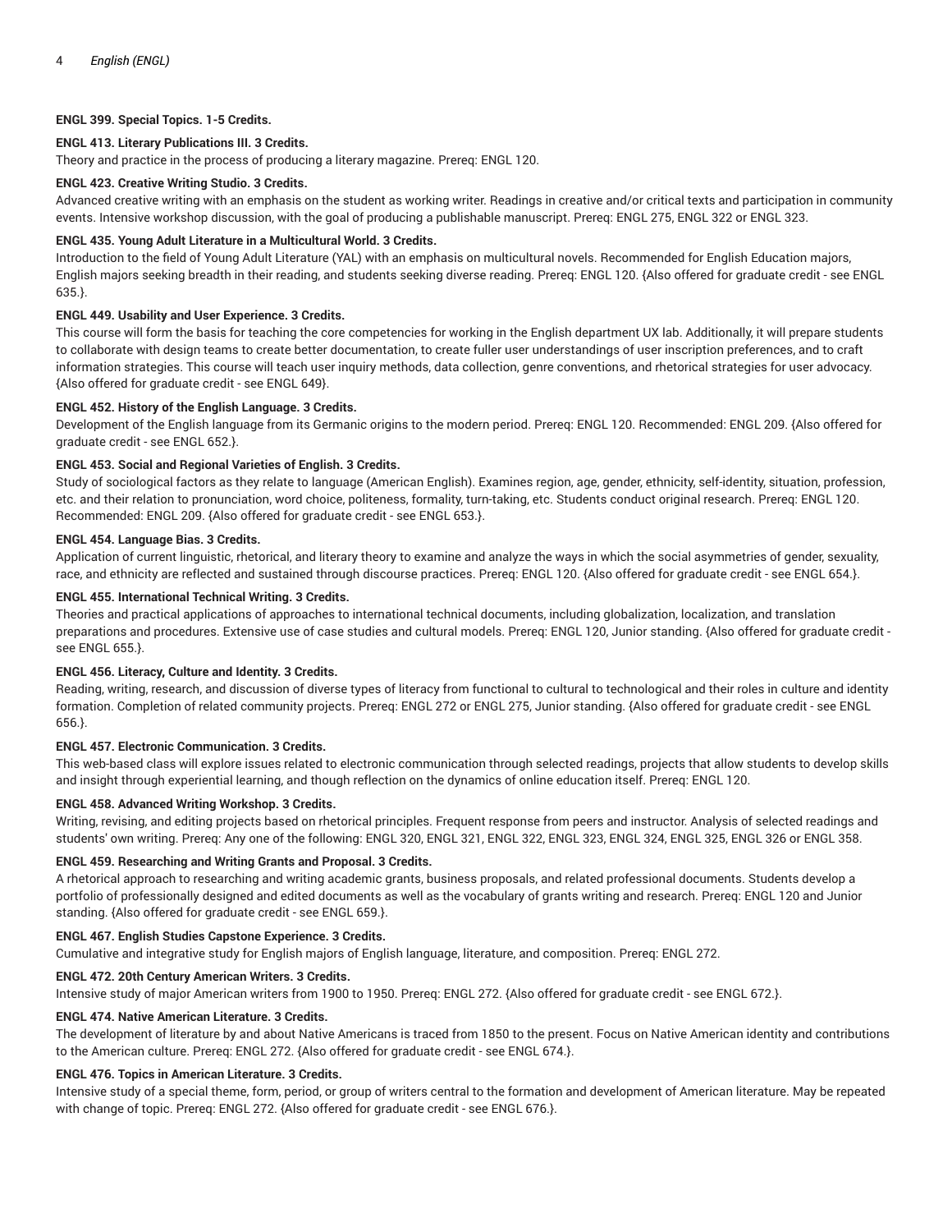**ENGL 399. Special Topics. 1-5 Credits.**

**ENGL 413. Literary Publications III. 3 Credits.**

Theory and practice in the process of producing a literary magazine. Prereq: ENGL 120.

**ENGL 423. Creative Writing Studio. 3 Credits.**

Advanced creative writing with an emphasis on the student as working writer. Readings in creative and/or critical texts and participation in community events. Intensive workshop discussion, with the goal of producing a publishable manuscript. Prereq: ENGL 275, ENGL 322 or ENGL 323.

**ENGL 435. Young Adult Literature in a Multicultural World. 3 Credits.**

Introduction to the field of Young Adult Literature (YAL) with an emphasis on multicultural novels. Recommended for English Education majors, English majors seeking breadth in their reading, and students seeking diverse reading. Prereq: ENGL 120. {Also offered for graduate credit - see ENGL 635.}.

**ENGL 449. Usability and User Experience. 3 Credits.**

This course will form the basis for teaching the core competencies for working in the English department UX lab. Additionally, it will prepare students to collaborate with design teams to create better documentation, to create fuller user understandings of user inscription preferences, and to craft information strategies. This course will teach user inquiry methods, data collection, genre conventions, and rhetorical strategies for user advocacy. {Also offered for graduate credit - see ENGL 649}.

**ENGL 452. History of the English Language. 3 Credits.**

Development of the English language from its Germanic origins to the modern period. Prereq: ENGL 120. Recommended: ENGL 209. {Also offered for graduate credit - see ENGL 652.}.

**ENGL 453. Social and Regional Varieties of English. 3 Credits.**

Study of sociological factors as they relate to language (American English). Examines region, age, gender, ethnicity, self-identity, situation, profession, etc. and their relation to pronunciation, word choice, politeness, formality, turn-taking, etc. Students conduct original research. Prereq: ENGL 120. Recommended: ENGL 209. {Also offered for graduate credit - see ENGL 653.}.

**ENGL 454. Language Bias. 3 Credits.**

Application of current linguistic, rhetorical, and literary theory to examine and analyze the ways in which the social asymmetries of gender, sexuality, race, and ethnicity are reflected and sustained through discourse practices. Prereq: ENGL 120. {Also offered for graduate credit - see ENGL 654.}.

**ENGL 455. International Technical Writing. 3 Credits.**

Theories and practical applications of approaches to international technical documents, including globalization, localization, and translation preparations and procedures. Extensive use of case studies and cultural models. Prereq: ENGL 120, Junior standing. {Also offered for graduate credit - see ENGL 655.}.

**ENGL 456. Literacy, Culture and Identity. 3 Credits.**

Reading, writing, research, and discussion of diverse types of literacy from functional to cultural to technological and their roles in culture and identity formation. Completion of related community projects. Prereq: ENGL 272 or ENGL 275, Junior standing. {Also offered for graduate credit - see ENGL 656.}.

**ENGL 457. Electronic Communication. 3 Credits.**

This web-based class will explore issues related to electronic communication through selected readings, projects that allow students to develop skills and insight through experiential learning, and though reflection on the dynamics of online education itself. Prereq: ENGL 120.

**ENGL 458. Advanced Writing Workshop. 3 Credits.**

Writing, revising, and editing projects based on rhetorical principles. Frequent response from peers and instructor. Analysis of selected readings and students' own writing. Prereq: Any one of the following: ENGL 320, ENGL 321, ENGL 322, ENGL 323, ENGL 324, ENGL 325, ENGL 326 or ENGL 358.

**ENGL 459. Researching and Writing Grants and Proposal. 3 Credits.**

A rhetorical approach to researching and writing academic grants, business proposals, and related professional documents. Students develop a portfolio of professionally designed and edited documents as well as the vocabulary of grants writing and research. Prereq: ENGL 120 and Junior standing. {Also offered for graduate credit - see ENGL 659.}.

**ENGL 467. English Studies Capstone Experience. 3 Credits.**

Cumulative and integrative study for English majors of English language, literature, and composition. Prereq: ENGL 272.

**ENGL 472. 20th Century American Writers. 3 Credits.**

Intensive study of major American writers from 1900 to 1950. Prereq: ENGL 272. {Also offered for graduate credit - see ENGL 672.}.

**ENGL 474. Native American Literature. 3 Credits.**

The development of literature by and about Native Americans is traced from 1850 to the present. Focus on Native American identity and contributions to the American culture. Prereq: ENGL 272. {Also offered for graduate credit - see ENGL 674.}.

**ENGL 476. Topics in American Literature. 3 Credits.**

Intensive study of a special theme, form, period, or group of writers central to the formation and development of American literature. May be repeated with change of topic. Prereq: ENGL 272. {Also offered for graduate credit - see ENGL 676.}.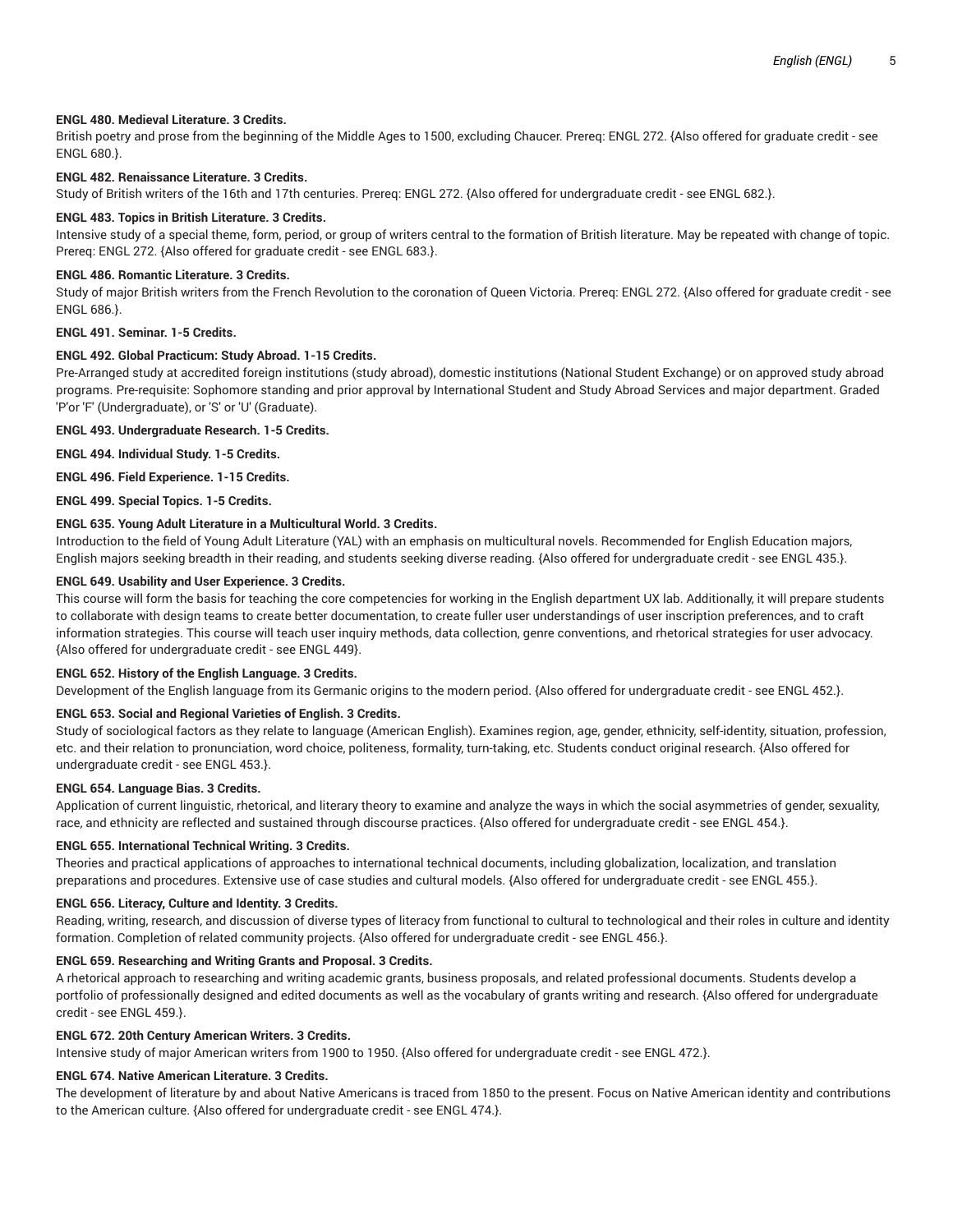**ENGL 480. Medieval Literature. 3 Credits.**

British poetry and prose from the beginning of the Middle Ages to 1500, excluding Chaucer. Prereq: ENGL 272. {Also offered for graduate credit - see ENGL 680.}.

**ENGL 482. Renaissance Literature. 3 Credits.**

Study of British writers of the 16th and 17th centuries. Prereq: ENGL 272. {Also offered for undergraduate credit - see ENGL 682.}.

**ENGL 483. Topics in British Literature. 3 Credits.**

Intensive study of a special theme, form, period, or group of writers central to the formation of British literature. May be repeated with change of topic. Prereq: ENGL 272. {Also offered for graduate credit - see ENGL 683.}.

**ENGL 486. Romantic Literature. 3 Credits.**

Study of major British writers from the French Revolution to the coronation of Queen Victoria. Prereq: ENGL 272. {Also offered for graduate credit - see ENGL 686.}.

**ENGL 491. Seminar. 1-5 Credits.**

**ENGL 492. Global Practicum: Study Abroad. 1-15 Credits.**

Pre-Arranged study at accredited foreign institutions (study abroad), domestic institutions (National Student Exchange) or on approved study abroad programs. Pre-requisite: Sophomore standing and prior approval by International Student and Study Abroad Services and major department. Graded 'P'or 'F' (Undergraduate), or 'S' or 'U' (Graduate).

**ENGL 493. Undergraduate Research. 1-5 Credits.**

**ENGL 494. Individual Study. 1-5 Credits.**

**ENGL 496. Field Experience. 1-15 Credits.**

**ENGL 499. Special Topics. 1-5 Credits.**

**ENGL 635. Young Adult Literature in a Multicultural World. 3 Credits.**

Introduction to the field of Young Adult Literature (YAL) with an emphasis on multicultural novels. Recommended for English Education majors, English majors seeking breadth in their reading, and students seeking diverse reading. {Also offered for undergraduate credit - see ENGL 435.}.

**ENGL 649. Usability and User Experience. 3 Credits.**

This course will form the basis for teaching the core competencies for working in the English department UX lab. Additionally, it will prepare students to collaborate with design teams to create better documentation, to create fuller user understandings of user inscription preferences, and to craft information strategies. This course will teach user inquiry methods, data collection, genre conventions, and rhetorical strategies for user advocacy. {Also offered for undergraduate credit - see ENGL 449}.

**ENGL 652. History of the English Language. 3 Credits.**

Development of the English language from its Germanic origins to the modern period. {Also offered for undergraduate credit - see ENGL 452.}.

**ENGL 653. Social and Regional Varieties of English. 3 Credits.**

Study of sociological factors as they relate to language (American English). Examines region, age, gender, ethnicity, self-identity, situation, profession, etc. and their relation to pronunciation, word choice, politeness, formality, turn-taking, etc. Students conduct original research. {Also offered for undergraduate credit - see ENGL 453.}.

**ENGL 654. Language Bias. 3 Credits.**

Application of current linguistic, rhetorical, and literary theory to examine and analyze the ways in which the social asymmetries of gender, sexuality, race, and ethnicity are reflected and sustained through discourse practices. {Also offered for undergraduate credit - see ENGL 454.}.

**ENGL 655. International Technical Writing. 3 Credits.**

Theories and practical applications of approaches to international technical documents, including globalization, localization, and translation preparations and procedures. Extensive use of case studies and cultural models. {Also offered for undergraduate credit - see ENGL 455.}.

**ENGL 656. Literacy, Culture and Identity. 3 Credits.**

Reading, writing, research, and discussion of diverse types of literacy from functional to cultural to technological and their roles in culture and identity formation. Completion of related community projects. {Also offered for undergraduate credit - see ENGL 456.}.

**ENGL 659. Researching and Writing Grants and Proposal. 3 Credits.**

A rhetorical approach to researching and writing academic grants, business proposals, and related professional documents. Students develop a portfolio of professionally designed and edited documents as well as the vocabulary of grants writing and research. {Also offered for undergraduate credit - see ENGL 459.}.

**ENGL 672. 20th Century American Writers. 3 Credits.**

Intensive study of major American writers from 1900 to 1950. {Also offered for undergraduate credit - see ENGL 472.}.

**ENGL 674. Native American Literature. 3 Credits.**

The development of literature by and about Native Americans is traced from 1850 to the present. Focus on Native American identity and contributions to the American culture. {Also offered for undergraduate credit - see ENGL 474.}.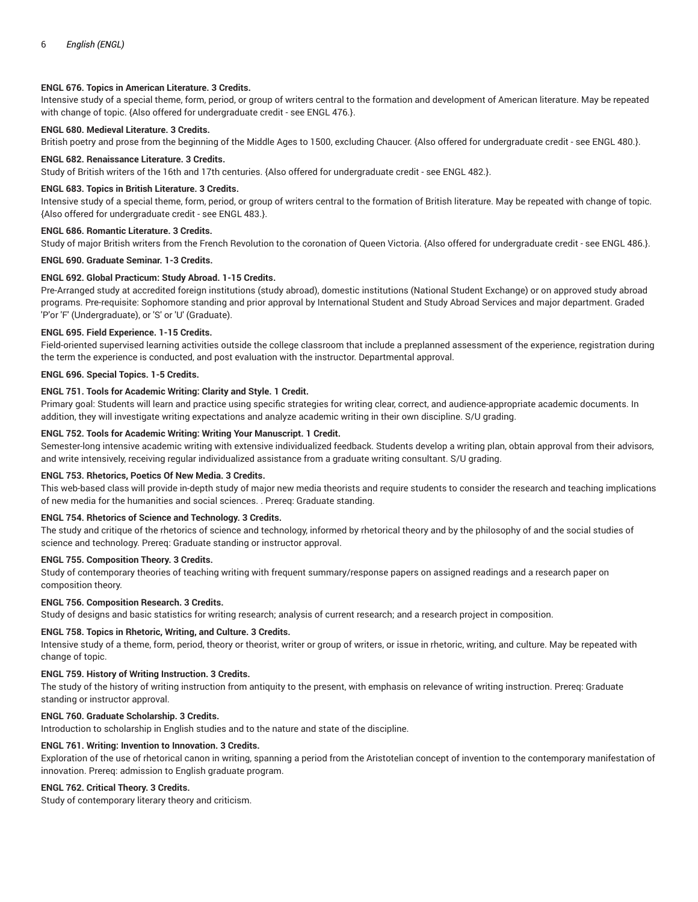**ENGL 676. Topics in American Literature. 3 Credits.**
Intensive study of a special theme, form, period, or group of writers central to the formation and development of American literature. May be repeated with change of topic. {Also offered for undergraduate credit - see ENGL 476.}.

**ENGL 680. Medieval Literature. 3 Credits.**
British poetry and prose from the beginning of the Middle Ages to 1500, excluding Chaucer. {Also offered for undergraduate credit - see ENGL 480.}.

**ENGL 682. Renaissance Literature. 3 Credits.**
Study of British writers of the 16th and 17th centuries. {Also offered for undergraduate credit - see ENGL 482.}.

**ENGL 683. Topics in British Literature. 3 Credits.**
Intensive study of a special theme, form, period, or group of writers central to the formation of British literature. May be repeated with change of topic. {Also offered for undergraduate credit - see ENGL 483.}.

**ENGL 686. Romantic Literature. 3 Credits.**
Study of major British writers from the French Revolution to the coronation of Queen Victoria. {Also offered for undergraduate credit - see ENGL 486.}.

**ENGL 690. Graduate Seminar. 1-3 Credits.**

**ENGL 692. Global Practicum: Study Abroad. 1-15 Credits.**
Pre-Arranged study at accredited foreign institutions (study abroad), domestic institutions (National Student Exchange) or on approved study abroad programs. Pre-requisite: Sophomore standing and prior approval by International Student and Study Abroad Services and major department. Graded 'P'or 'F' (Undergraduate), or 'S' or 'U' (Graduate).

**ENGL 695. Field Experience. 1-15 Credits.**
Field-oriented supervised learning activities outside the college classroom that include a preplanned assessment of the experience, registration during the term the experience is conducted, and post evaluation with the instructor. Departmental approval.

**ENGL 696. Special Topics. 1-5 Credits.**

**ENGL 751. Tools for Academic Writing: Clarity and Style. 1 Credit.**
Primary goal: Students will learn and practice using specific strategies for writing clear, correct, and audience-appropriate academic documents. In addition, they will investigate writing expectations and analyze academic writing in their own discipline. S/U grading.

**ENGL 752. Tools for Academic Writing: Writing Your Manuscript. 1 Credit.**
Semester-long intensive academic writing with extensive individualized feedback. Students develop a writing plan, obtain approval from their advisors, and write intensively, receiving regular individualized assistance from a graduate writing consultant. S/U grading.

**ENGL 753. Rhetorics, Poetics Of New Media. 3 Credits.**
This web-based class will provide in-depth study of major new media theorists and require students to consider the research and teaching implications of new media for the humanities and social sciences. . Prereq: Graduate standing.

**ENGL 754. Rhetorics of Science and Technology. 3 Credits.**
The study and critique of the rhetorics of science and technology, informed by rhetorical theory and by the philosophy of and the social studies of science and technology. Prereq: Graduate standing or instructor approval.

**ENGL 755. Composition Theory. 3 Credits.**
Study of contemporary theories of teaching writing with frequent summary/response papers on assigned readings and a research paper on composition theory.

**ENGL 756. Composition Research. 3 Credits.**
Study of designs and basic statistics for writing research; analysis of current research; and a research project in composition.

**ENGL 758. Topics in Rhetoric, Writing, and Culture. 3 Credits.**
Intensive study of a theme, form, period, theory or theorist, writer or group of writers, or issue in rhetoric, writing, and culture. May be repeated with change of topic.

**ENGL 759. History of Writing Instruction. 3 Credits.**
The study of the history of writing instruction from antiquity to the present, with emphasis on relevance of writing instruction. Prereq: Graduate standing or instructor approval.

**ENGL 760. Graduate Scholarship. 3 Credits.**
Introduction to scholarship in English studies and to the nature and state of the discipline.

**ENGL 761. Writing: Invention to Innovation. 3 Credits.**
Exploration of the use of rhetorical canon in writing, spanning a period from the Aristotelian concept of invention to the contemporary manifestation of innovation. Prereq: admission to English graduate program.

**ENGL 762. Critical Theory. 3 Credits.**
Study of contemporary literary theory and criticism.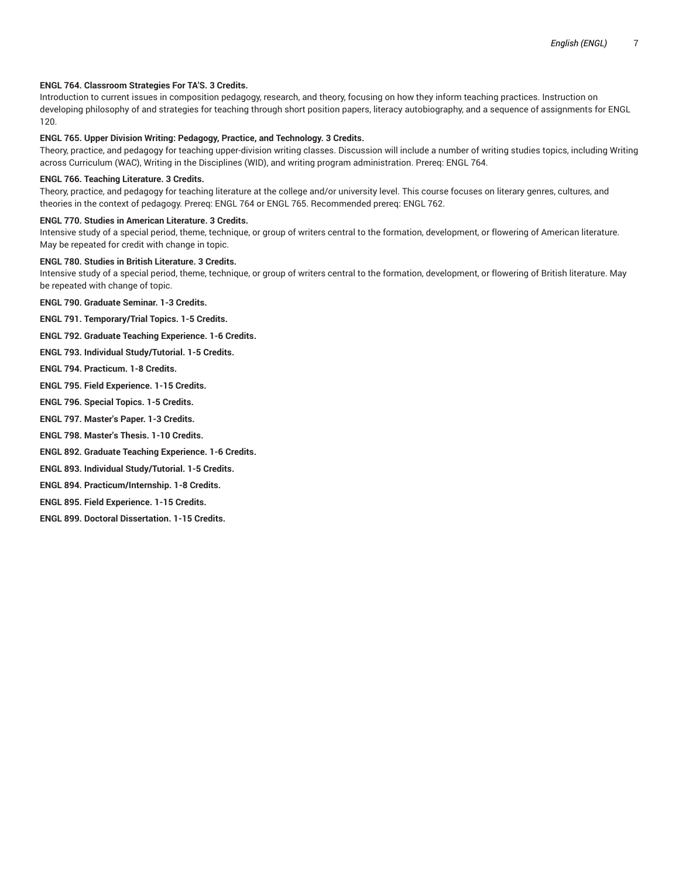**ENGL 764. Classroom Strategies For TA'S. 3 Credits.**
Introduction to current issues in composition pedagogy, research, and theory, focusing on how they inform teaching practices. Instruction on developing philosophy of and strategies for teaching through short position papers, literacy autobiography, and a sequence of assignments for ENGL 120.

**ENGL 765. Upper Division Writing: Pedagogy, Practice, and Technology. 3 Credits.**
Theory, practice, and pedagogy for teaching upper-division writing classes. Discussion will include a number of writing studies topics, including Writing across Curriculum (WAC), Writing in the Disciplines (WID), and writing program administration. Prereq: ENGL 764.

**ENGL 766. Teaching Literature. 3 Credits.**
Theory, practice, and pedagogy for teaching literature at the college and/or university level. This course focuses on literary genres, cultures, and theories in the context of pedagogy. Prereq: ENGL 764 or ENGL 765. Recommended prereq: ENGL 762.

**ENGL 770. Studies in American Literature. 3 Credits.**
Intensive study of a special period, theme, technique, or group of writers central to the formation, development, or flowering of American literature. May be repeated for credit with change in topic.

**ENGL 780. Studies in British Literature. 3 Credits.**
Intensive study of a special period, theme, technique, or group of writers central to the formation, development, or flowering of British literature. May be repeated with change of topic.

**ENGL 790. Graduate Seminar. 1-3 Credits.**

**ENGL 791. Temporary/Trial Topics. 1-5 Credits.**

**ENGL 792. Graduate Teaching Experience. 1-6 Credits.**

**ENGL 793. Individual Study/Tutorial. 1-5 Credits.**

**ENGL 794. Practicum. 1-8 Credits.**

**ENGL 795. Field Experience. 1-15 Credits.**

**ENGL 796. Special Topics. 1-5 Credits.**

**ENGL 797. Master's Paper. 1-3 Credits.**

**ENGL 798. Master's Thesis. 1-10 Credits.**

**ENGL 892. Graduate Teaching Experience. 1-6 Credits.**

**ENGL 893. Individual Study/Tutorial. 1-5 Credits.**

**ENGL 894. Practicum/Internship. 1-8 Credits.**

**ENGL 895. Field Experience. 1-15 Credits.**

**ENGL 899. Doctoral Dissertation. 1-15 Credits.**